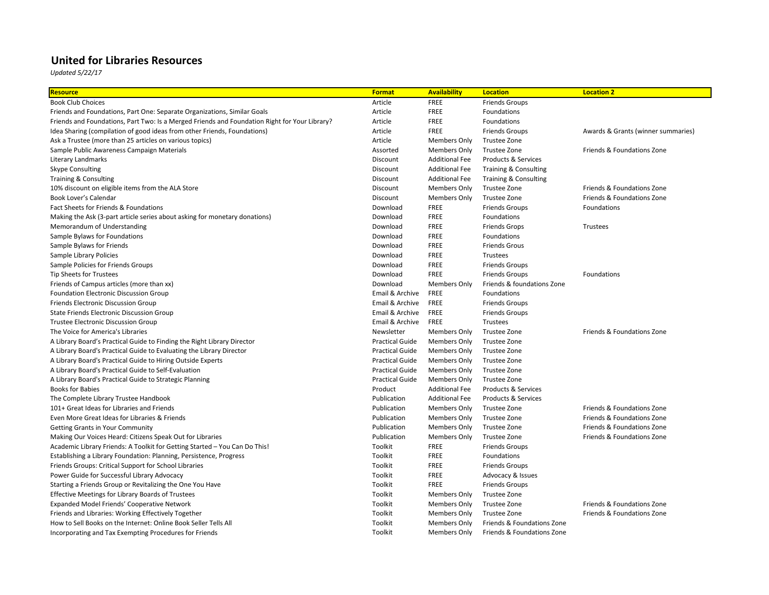# United for Libraries Resources

*Updated 5/22/17*

| Resource | Format | Availability | Location | Location 2 |
|---|---|---|---|---|
| Book Club Choices | Article | FREE | Friends Groups | |
| Friends and Foundations, Part One: Separate Organizations, Similar Goals | Article | FREE | Foundations | |
| Friends and Foundations, Part Two: Is a Merged Friends and Foundation Right for Your Library? | Article | FREE | Foundations | |
| Idea Sharing (compilation of good ideas from other Friends, Foundations) | Article | FREE | Friends Groups | Awards & Grants (winner summaries) |
| Ask a Trustee (more than 25 articles on various topics) | Article | Members Only | Trustee Zone | |
| Sample Public Awareness Campaign Materials | Assorted | Members Only | Trustee Zone | Friends & Foundations Zone |
| Literary Landmarks | Discount | Additional Fee | Products & Services | |
| Skype Consulting | Discount | Additional Fee | Training & Consulting | |
| Training & Consulting | Discount | Additional Fee | Training & Consulting | |
| 10% discount on eligible items from the ALA Store | Discount | Members Only | Trustee Zone | Friends & Foundations Zone |
| Book Lover's Calendar | Discount | Members Only | Trustee Zone | Friends & Foundations Zone |
| Fact Sheets for Friends & Foundations | Download | FREE | Friends Groups | Foundations |
| Making the Ask (3-part article series about asking for monetary donations) | Download | FREE | Foundations | |
| Memorandum of Understanding | Download | FREE | Friends Grops | Trustees |
| Sample Bylaws for Foundations | Download | FREE | Foundations | |
| Sample Bylaws for Friends | Download | FREE | Friends Grous | |
| Sample Library Policies | Download | FREE | Trustees | |
| Sample Policies for Friends Groups | Download | FREE | Friends Groups | |
| Tip Sheets for Trustees | Download | FREE | Friends Groups | Foundations |
| Friends of Campus articles (more than xx) | Download | Members Only | Friends & foundations Zone | |
| Foundation Electronic Discussion Group | Email & Archive | FREE | Foundations | |
| Friends Electronic Discussion Group | Email & Archive | FREE | Friends Groups | |
| State Friends Electronic Discussion Group | Email & Archive | FREE | Friends Groups | |
| Trustee Electronic Discussion Group | Email & Archive | FREE | Trustees | |
| The Voice for America's Libraries | Newsletter | Members Only | Trustee Zone | Friends & Foundations Zone |
| A Library Board's Practical Guide to Finding the Right Library Director | Practical Guide | Members Only | Trustee Zone | |
| A Library Board's Practical Guide to Evaluating the Library Director | Practical Guide | Members Only | Trustee Zone | |
| A Library Board's Practical Guide to Hiring Outside Experts | Practical Guide | Members Only | Trustee Zone | |
| A Library Board's Practical Guide to Self-Evaluation | Practical Guide | Members Only | Trustee Zone | |
| A Library Board's Practical Guide to Strategic Planning | Practical Guide | Members Only | Trustee Zone | |
| Books for Babies | Product | Additional Fee | Products & Services | |
| The Complete Library Trustee Handbook | Publication | Additional Fee | Products & Services | |
| 101+ Great Ideas for Libraries and Friends | Publication | Members Only | Trustee Zone | Friends & Foundations Zone |
| Even More Great Ideas for Libraries & Friends | Publication | Members Only | Trustee Zone | Friends & Foundations Zone |
| Getting Grants in Your Community | Publication | Members Only | Trustee Zone | Friends & Foundations Zone |
| Making Our Voices Heard: Citizens Speak Out for Libraries | Publication | Members Only | Trustee Zone | Friends & Foundations Zone |
| Academic Library Friends: A Toolkit for Getting Started – You Can Do This! | Toolkit | FREE | Friends Groups | |
| Establishing a Library Foundation: Planning, Persistence, Progress | Toolkit | FREE | Foundations | |
| Friends Groups: Critical Support for School Libraries | Toolkit | FREE | Friends Groups | |
| Power Guide for Successful Library Advocacy | Toolkit | FREE | Advocacy & Issues | |
| Starting a Friends Group or Revitalizing the One You Have | Toolkit | FREE | Friends Groups | |
| Effective Meetings for Library Boards of Trustees | Toolkit | Members Only | Trustee Zone | |
| Expanded Model Friends' Cooperative Network | Toolkit | Members Only | Trustee Zone | Friends & Foundations Zone |
| Friends and Libraries: Working Effectively Together | Toolkit | Members Only | Trustee Zone | Friends & Foundations Zone |
| How to Sell Books on the Internet: Online Book Seller Tells All | Toolkit | Members Only | Friends & Foundations Zone | |
| Incorporating and Tax Exempting Procedures for Friends | Toolkit | Members Only | Friends & Foundations Zone | |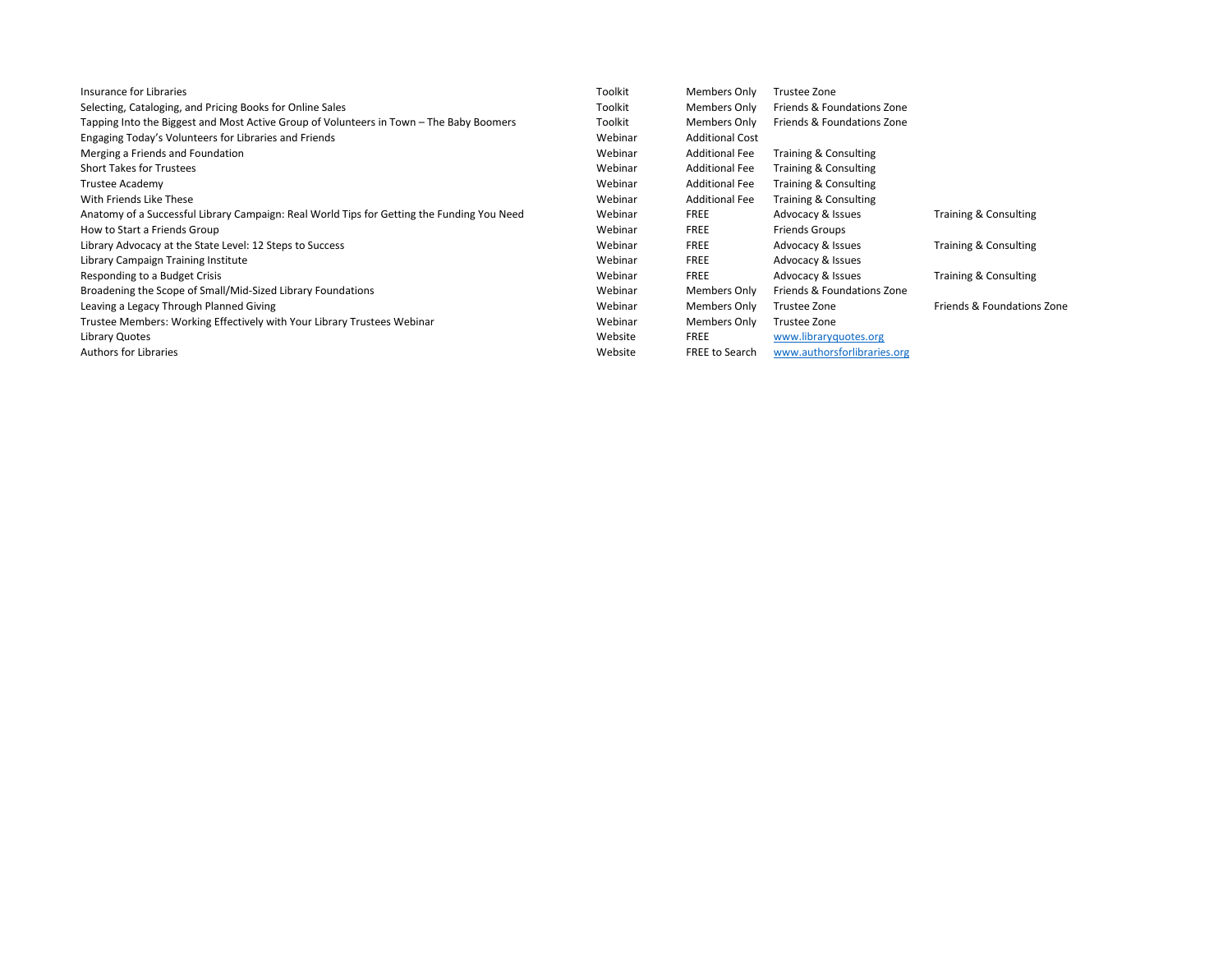| | | | | |
|---|---|---|---|---|
| Insurance for Libraries | Toolkit | Members Only | Trustee Zone | |
| Selecting, Cataloging, and Pricing Books for Online Sales | Toolkit | Members Only | Friends & Foundations Zone | |
| Tapping Into the Biggest and Most Active Group of Volunteers in Town – The Baby Boomers | Toolkit | Members Only | Friends & Foundations Zone | |
| Engaging Today's Volunteers for Libraries and Friends | Webinar | Additional Cost | | |
| Merging a Friends and Foundation | Webinar | Additional Fee | Training & Consulting | |
| Short Takes for Trustees | Webinar | Additional Fee | Training & Consulting | |
| Trustee Academy | Webinar | Additional Fee | Training & Consulting | |
| With Friends Like These | Webinar | Additional Fee | Training & Consulting | |
| Anatomy of a Successful Library Campaign: Real World Tips for Getting the Funding You Need | Webinar | FREE | Advocacy & Issues | Training & Consulting |
| How to Start a Friends Group | Webinar | FREE | Friends Groups | |
| Library Advocacy at the State Level: 12 Steps to Success | Webinar | FREE | Advocacy & Issues | Training & Consulting |
| Library Campaign Training Institute | Webinar | FREE | Advocacy & Issues | |
| Responding to a Budget Crisis | Webinar | FREE | Advocacy & Issues | Training & Consulting |
| Broadening the Scope of Small/Mid-Sized Library Foundations | Webinar | Members Only | Friends & Foundations Zone | |
| Leaving a Legacy Through Planned Giving | Webinar | Members Only | Trustee Zone | Friends & Foundations Zone |
| Trustee Members: Working Effectively with Your Library Trustees Webinar | Webinar | Members Only | Trustee Zone | |
| Library Quotes | Website | FREE | www.libraryquotes.org | |
| Authors for Libraries | Website | FREE to Search | www.authorsforlibraries.org | |